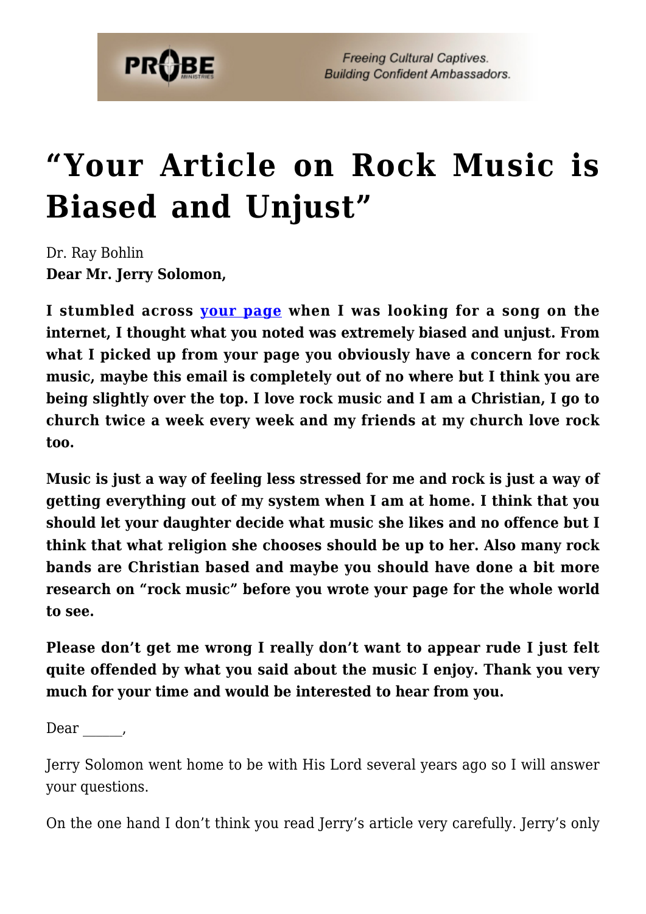# "Your Article on Rock Music is Biased and Unjust"

Dr. Ray Bohlin

**Dear Mr. Jerry Solomon,**

**I stumbled across your page when I was looking for a song on the internet, I thought what you noted was extremely biased and unjust. From what I picked up from your page you obviously have a concern for rock music, maybe this email is completely out of no where but I think you are being slightly over the top. I love rock music and I am a Christian, I go to church twice a week every week and my friends at my church love rock too.**

**Music is just a way of feeling less stressed for me and rock is just a way of getting everything out of my system when I am at home. I think that you should let your daughter decide what music she likes and no offence but I think that what religion she chooses should be up to her. Also many rock bands are Christian based and maybe you should have done a bit more research on "rock music" before you wrote your page for the whole world to see.**

**Please don't get me wrong I really don't want to appear rude I just felt quite offended by what you said about the music I enjoy. Thank you very much for your time and would be interested to hear from you.**

Dear ______,

Jerry Solomon went home to be with His Lord several years ago so I will answer your questions.

On the one hand I don't think you read Jerry's article very carefully. Jerry's only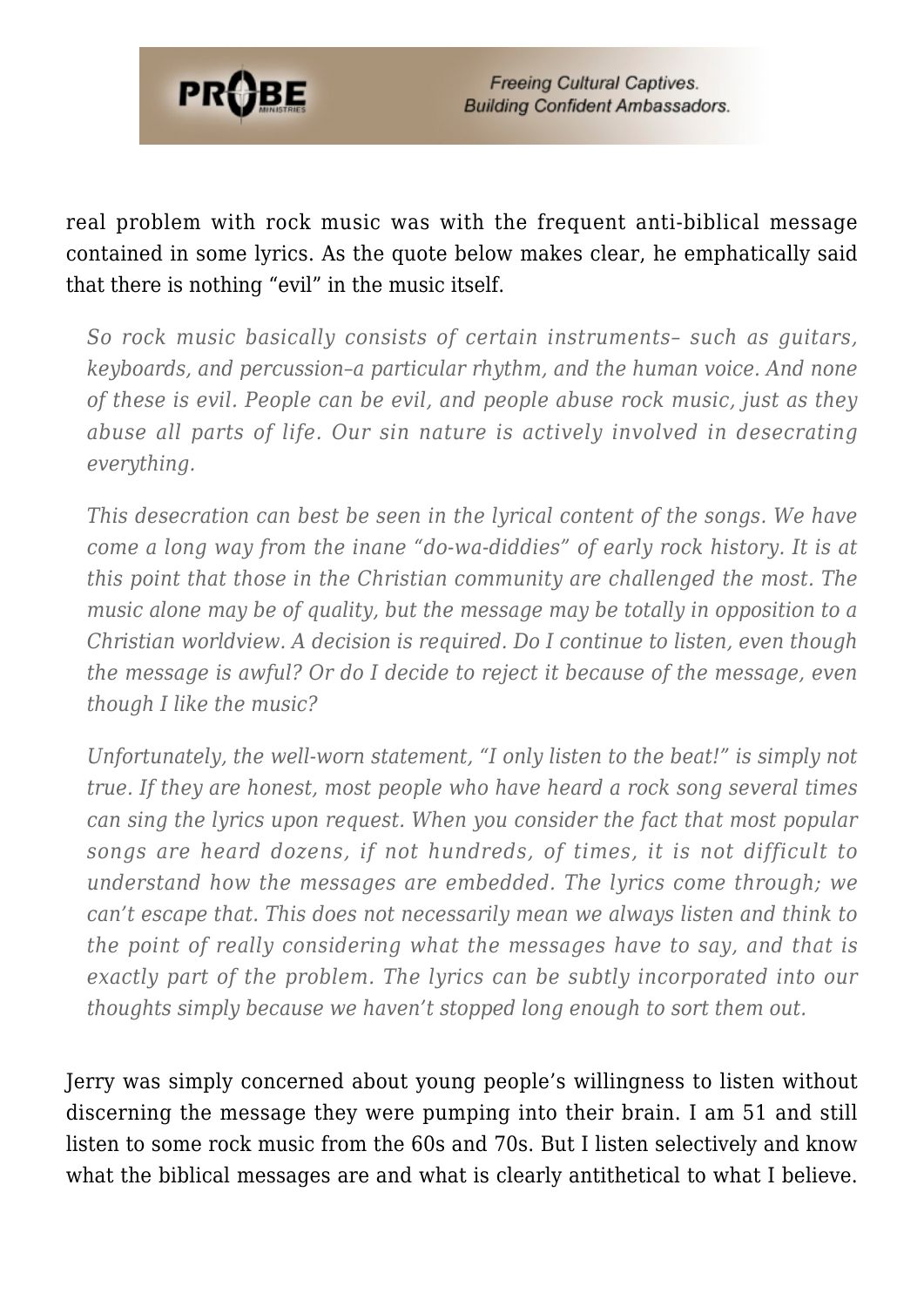real problem with rock music was with the frequent anti-biblical message contained in some lyrics. As the quote below makes clear, he emphatically said that there is nothing "evil" in the music itself.

> *So rock music basically consists of certain instruments– such as guitars, keyboards, and percussion–a particular rhythm, and the human voice. And none of these is evil. People can be evil, and people abuse rock music, just as they abuse all parts of life. Our sin nature is actively involved in desecrating everything.*
>
> *This desecration can best be seen in the lyrical content of the songs. We have come a long way from the inane "do-wa-diddies" of early rock history. It is at this point that those in the Christian community are challenged the most. The music alone may be of quality, but the message may be totally in opposition to a Christian worldview. A decision is required. Do I continue to listen, even though the message is awful? Or do I decide to reject it because of the message, even though I like the music?*
>
> *Unfortunately, the well-worn statement, "I only listen to the beat!" is simply not true. If they are honest, most people who have heard a rock song several times can sing the lyrics upon request. When you consider the fact that most popular songs are heard dozens, if not hundreds, of times, it is not difficult to understand how the messages are embedded. The lyrics come through; we can't escape that. This does not necessarily mean we always listen and think to the point of really considering what the messages have to say, and that is exactly part of the problem. The lyrics can be subtly incorporated into our thoughts simply because we haven't stopped long enough to sort them out.*

Jerry was simply concerned about young people's willingness to listen without discerning the message they were pumping into their brain. I am 51 and still listen to some rock music from the 60s and 70s. But I listen selectively and know what the biblical messages are and what is clearly antithetical to what I believe.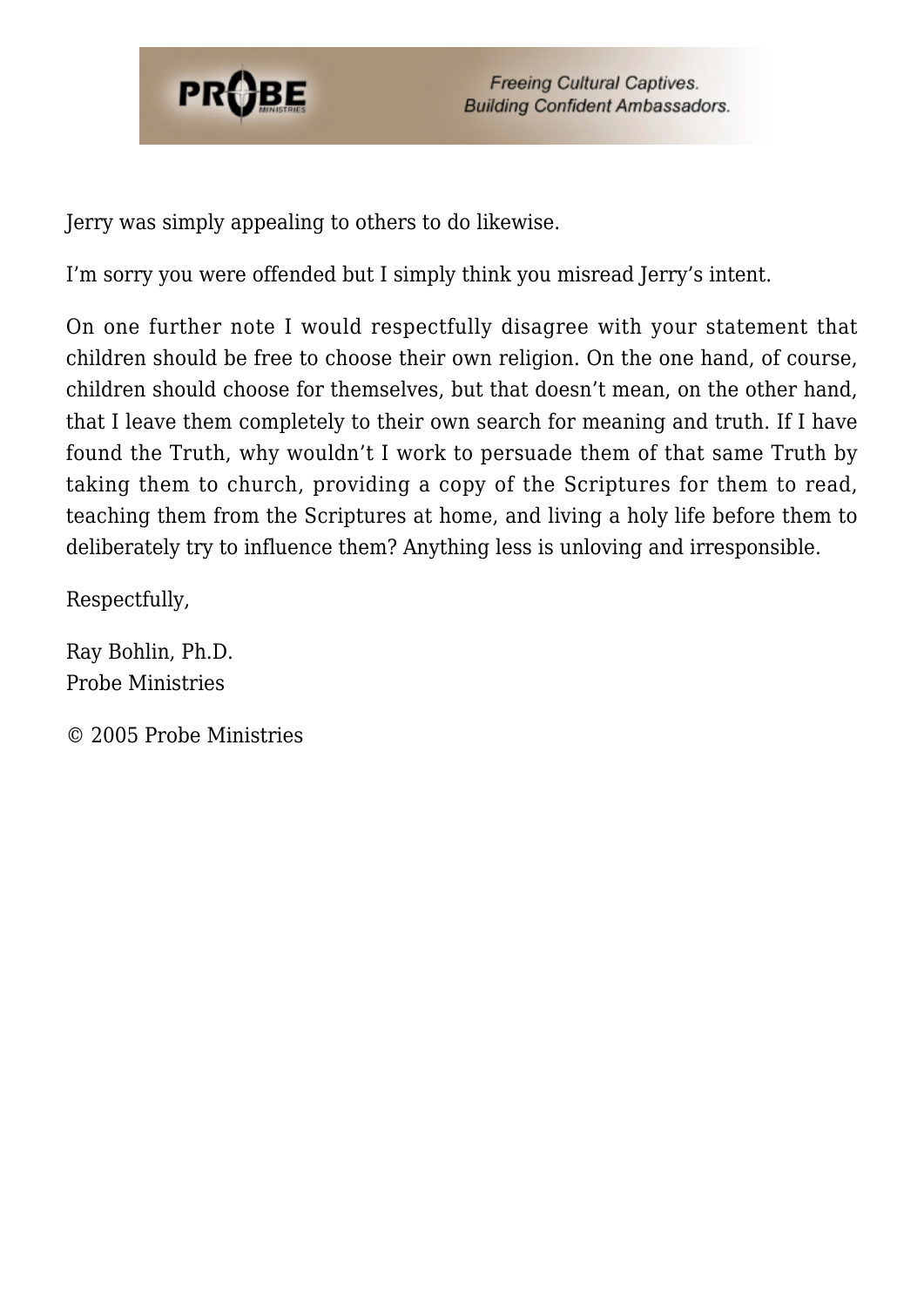Jerry was simply appealing to others to do likewise.

I'm sorry you were offended but I simply think you misread Jerry's intent.

On one further note I would respectfully disagree with your statement that children should be free to choose their own religion. On the one hand, of course, children should choose for themselves, but that doesn't mean, on the other hand, that I leave them completely to their own search for meaning and truth. If I have found the Truth, why wouldn't I work to persuade them of that same Truth by taking them to church, providing a copy of the Scriptures for them to read, teaching them from the Scriptures at home, and living a holy life before them to deliberately try to influence them? Anything less is unloving and irresponsible.

Respectfully,

Ray Bohlin, Ph.D.
Probe Ministries

© 2005 Probe Ministries